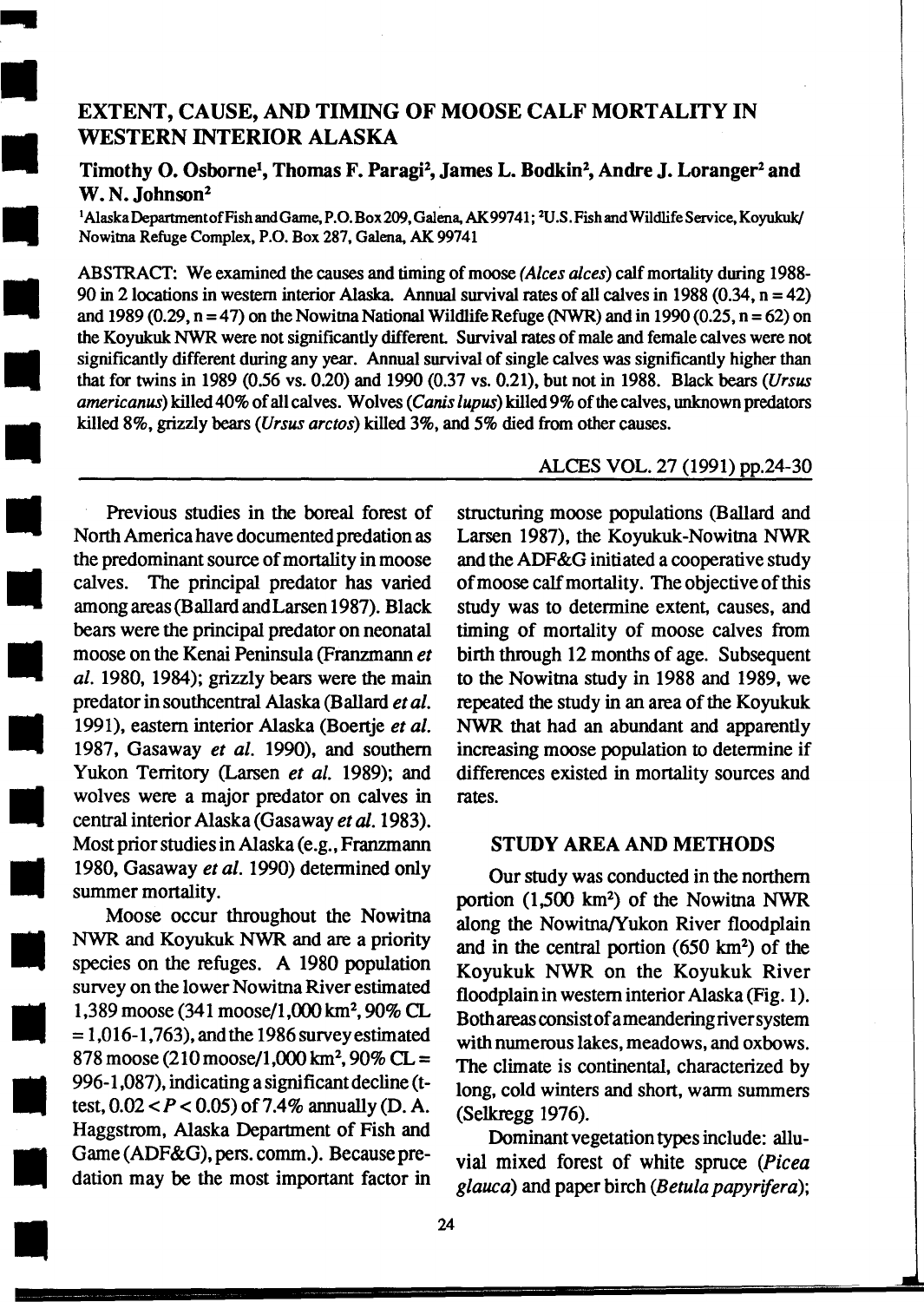# EXTENT, CAUSE, AND TIMING OF MOOSE CALF MORTALITY IN WESTERN INTERIOR ALASKA

**Timothy O. Osborne[1], Thomas F. Paragi[2], James L. Bodkin[2], Andre J. Loranger[2] and W. N. Johnson[2]**

[1]Alaska Department of Fish and Game, P.O. Box 209, Galena, AK 99741; [2]U.S. Fish and Wildlife Service, Koyukuk/Nowitna Refuge Complex, P.O. Box 287, Galena, AK 99741

ABSTRACT: We examined the causes and timing of moose *(Alces alces)* calf mortality during 1988-90 in 2 locations in western interior Alaska. Annual survival rates of all calves in 1988 (0.34, n = 42) and 1989 (0.29, n = 47) on the Nowitna National Wildlife Refuge (NWR) and in 1990 (0.25, n = 62) on the Koyukuk NWR were not significantly different. Survival rates of male and female calves were not significantly different during any year. Annual survival of single calves was significantly higher than that for twins in 1989 (0.56 vs. 0.20) and 1990 (0.37 vs. 0.21), but not in 1988. Black bears *(Ursus americanus)* killed 40% of all calves. Wolves *(Canis lupus)* killed 9% of the calves, unknown predators killed 8%, grizzly bears *(Ursus arctos)* killed 3%, and 5% died from other causes.

ALCES VOL. 27 (1991) pp.24-30

Previous studies in the boreal forest of North America have documented predation as the predominant source of mortality in moose calves. The principal predator has varied among areas (Ballard and Larsen 1987). Black bears were the principal predator on neonatal moose on the Kenai Peninsula (Franzmann *et al.* 1980, 1984); grizzly bears were the main predator in southcentral Alaska (Ballard *et al.* 1991), eastern interior Alaska (Boertje *et al.* 1987, Gasaway *et al.* 1990), and southern Yukon Territory (Larsen *et al.* 1989); and wolves were a major predator on calves in central interior Alaska (Gasaway *et al.* 1983). Most prior studies in Alaska (e.g., Franzmann 1980, Gasaway *et al.* 1990) determined only summer mortality.

Moose occur throughout the Nowitna NWR and Koyukuk NWR and are a priority species on the refuges. A 1980 population survey on the lower Nowitna River estimated 1,389 moose (341 moose/1,000 km$^2$, 90% CL = 1,016-1,763), and the 1986 survey estimated 878 moose (210 moose/1,000 km$^2$, 90% CL = 996-1,087), indicating a significant decline (t-test, $0.02 < P < 0.05$) of 7.4% annually (D. A. Haggstrom, Alaska Department of Fish and Game (ADF&G), pers. comm.). Because predation may be the most important factor in structuring moose populations (Ballard and Larsen 1987), the Koyukuk-Nowitna NWR and the ADF&G initiated a cooperative study of moose calf mortality. The objective of this study was to determine extent, causes, and timing of mortality of moose calves from birth through 12 months of age. Subsequent to the Nowitna study in 1988 and 1989, we repeated the study in an area of the Koyukuk NWR that had an abundant and apparently increasing moose population to determine if differences existed in mortality sources and rates.

## STUDY AREA AND METHODS

Our study was conducted in the northern portion (1,500 km$^2$) of the Nowitna NWR along the Nowitna/Yukon River floodplain and in the central portion (650 km$^2$) of the Koyukuk NWR on the Koyukuk River floodplain in western interior Alaska (Fig. 1). Both areas consist of a meandering river system with numerous lakes, meadows, and oxbows. The climate is continental, characterized by long, cold winters and short, warm summers (Selkregg 1976).

Dominant vegetation types include: alluvial mixed forest of white spruce (*Picea glauca*) and paper birch (*Betula papyrifera*);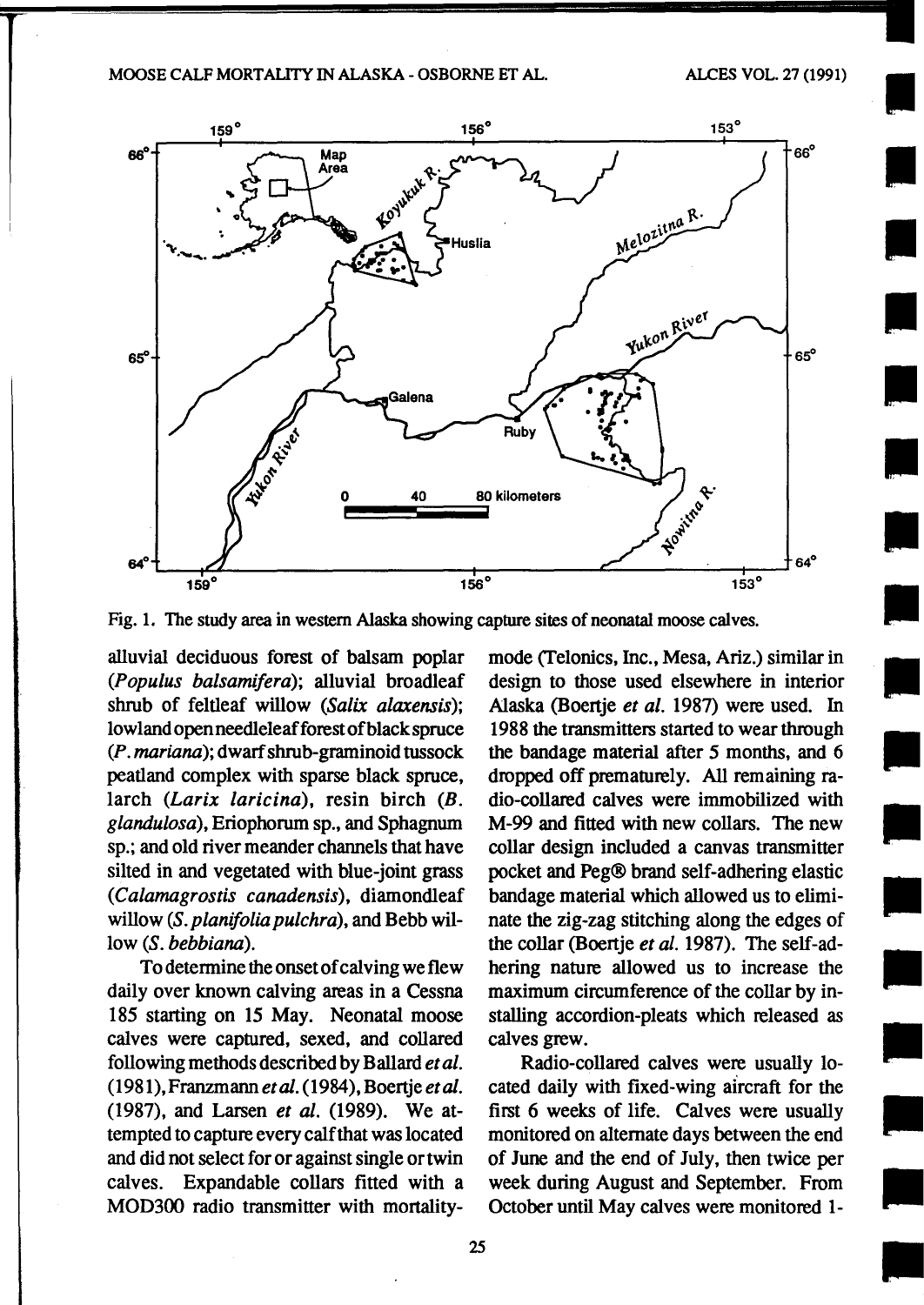Fig. 1. The study area in western Alaska showing capture sites of neonatal moose calves.

alluvial deciduous forest of balsam poplar (*Populus balsamifera*); alluvial broadleaf shrub of feltleaf willow (*Salix alaxensis*); lowland open needleleaf forest of black spruce (*P. mariana*); dwarf shrub-graminoid tussock peatland complex with sparse black spruce, larch (*Larix laricina*), resin birch (*B. glandulosa*), Eriophorum sp., and Sphagnum sp.; and old river meander channels that have silted in and vegetated with blue-joint grass (*Calamagrostis canadensis*), diamondleaf willow (*S. planifolia pulchra*), and Bebb willow (*S. bebbiana*).

To determine the onset of calving we flew daily over known calving areas in a Cessna 185 starting on 15 May. Neonatal moose calves were captured, sexed, and collared following methods described by Ballard *et al.* (1981), Franzmann *et al.* (1984), Boertje *et al.* (1987), and Larsen *et al.* (1989). We attempted to capture every calf that was located and did not select for or against single or twin calves. Expandable collars fitted with a MOD300 radio transmitter with mortality-mode (Telonics, Inc., Mesa, Ariz.) similar in design to those used elsewhere in interior Alaska (Boertje *et al.* 1987) were used. In 1988 the transmitters started to wear through the bandage material after 5 months, and 6 dropped off prematurely. All remaining radio-collared calves were immobilized with M-99 and fitted with new collars. The new collar design included a canvas transmitter pocket and Peg® brand self-adhering elastic bandage material which allowed us to eliminate the zig-zag stitching along the edges of the collar (Boertje *et al.* 1987). The self-adhering nature allowed us to increase the maximum circumference of the collar by installing accordion-pleats which released as calves grew.

Radio-collared calves were usually located daily with fixed-wing aircraft for the first 6 weeks of life. Calves were usually monitored on alternate days between the end of June and the end of July, then twice per week during August and September. From October until May calves were monitored 1-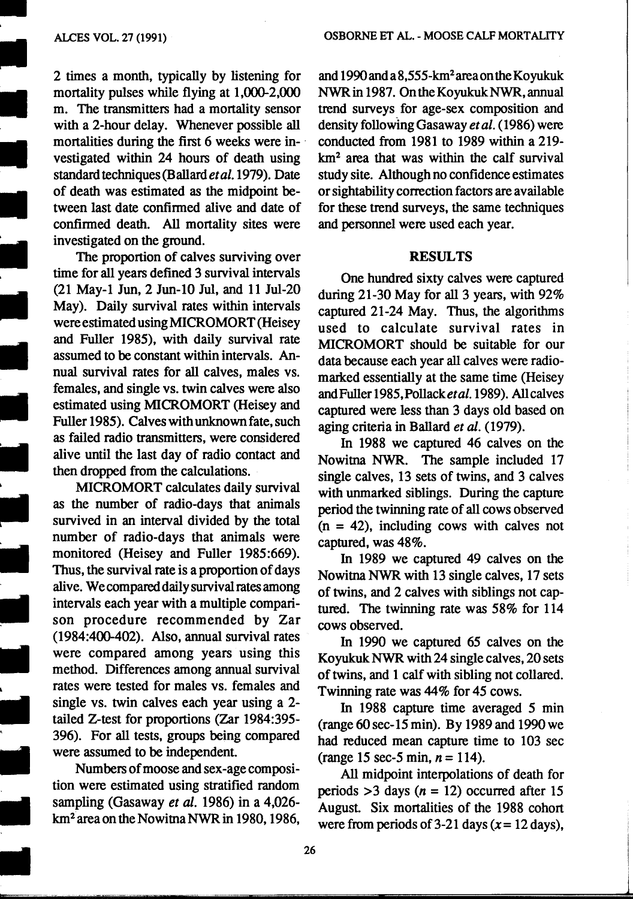2 times a month, typically by listening for mortality pulses while flying at 1,000-2,000 m. The transmitters had a mortality sensor with a 2-hour delay. Whenever possible all mortalities during the first 6 weeks were investigated within 24 hours of death using standard techniques (Ballard *et al.* 1979). Date of death was estimated as the midpoint between last date confirmed alive and date of confirmed death. All mortality sites were investigated on the ground.

The proportion of calves surviving over time for all years defined 3 survival intervals (21 May-1 Jun, 2 Jun-10 Jul, and 11 Jul-20 May). Daily survival rates within intervals were estimated using MICROMORT (Heisey and Fuller 1985), with daily survival rate assumed to be constant within intervals. Annual survival rates for all calves, males vs. females, and single vs. twin calves were also estimated using MICROMORT (Heisey and Fuller 1985). Calves with unknown fate, such as failed radio transmitters, were considered alive until the last day of radio contact and then dropped from the calculations.

MICROMORT calculates daily survival as the number of radio-days that animals survived in an interval divided by the total number of radio-days that animals were monitored (Heisey and Fuller 1985:669). Thus, the survival rate is a proportion of days alive. We compared daily survival rates among intervals each year with a multiple comparison procedure recommended by Zar (1984:400-402). Also, annual survival rates were compared among years using this method. Differences among annual survival rates were tested for males vs. females and single vs. twin calves each year using a 2-tailed Z-test for proportions (Zar 1984:395-396). For all tests, groups being compared were assumed to be independent.

Numbers of moose and sex-age composition were estimated using stratified random sampling (Gasaway *et al.* 1986) in a 4,026-km$^2$ area on the Nowitna NWR in 1980, 1986, and 1990 and a 8,555-km$^2$ area on the Koyukuk NWR in 1987. On the Koyukuk NWR, annual trend surveys for age-sex composition and density following Gasaway *et al.* (1986) were conducted from 1981 to 1989 within a 219-km$^2$ area that was within the calf survival study site. Although no confidence estimates or sightability correction factors are available for these trend surveys, the same techniques and personnel were used each year.

## RESULTS

One hundred sixty calves were captured during 21-30 May for all 3 years, with 92% captured 21-24 May. Thus, the algorithms used to calculate survival rates in MICROMORT should be suitable for our data because each year all calves were radio-marked essentially at the same time (Heisey and Fuller 1985, Pollack *et al.* 1989). All calves captured were less than 3 days old based on aging criteria in Ballard *et al.* (1979).

In 1988 we captured 46 calves on the Nowitna NWR. The sample included 17 single calves, 13 sets of twins, and 3 calves with unmarked siblings. During the capture period the twinning rate of all cows observed ($n$ = 42), including cows with calves not captured, was 48%.

In 1989 we captured 49 calves on the Nowitna NWR with 13 single calves, 17 sets of twins, and 2 calves with siblings not captured. The twinning rate was 58% for 114 cows observed.

In 1990 we captured 65 calves on the Koyukuk NWR with 24 single calves, 20 sets of twins, and 1 calf with sibling not collared. Twinning rate was 44% for 45 cows.

In 1988 capture time averaged 5 min (range 60 sec-15 min). By 1989 and 1990 we had reduced mean capture time to 103 sec (range 15 sec-5 min, $n$ = 114).

All midpoint interpolations of death for periods >3 days ($n$ = 12) occurred after 15 August. Six mortalities of the 1988 cohort were from periods of 3-21 days ($\bar{x}$ = 12 days),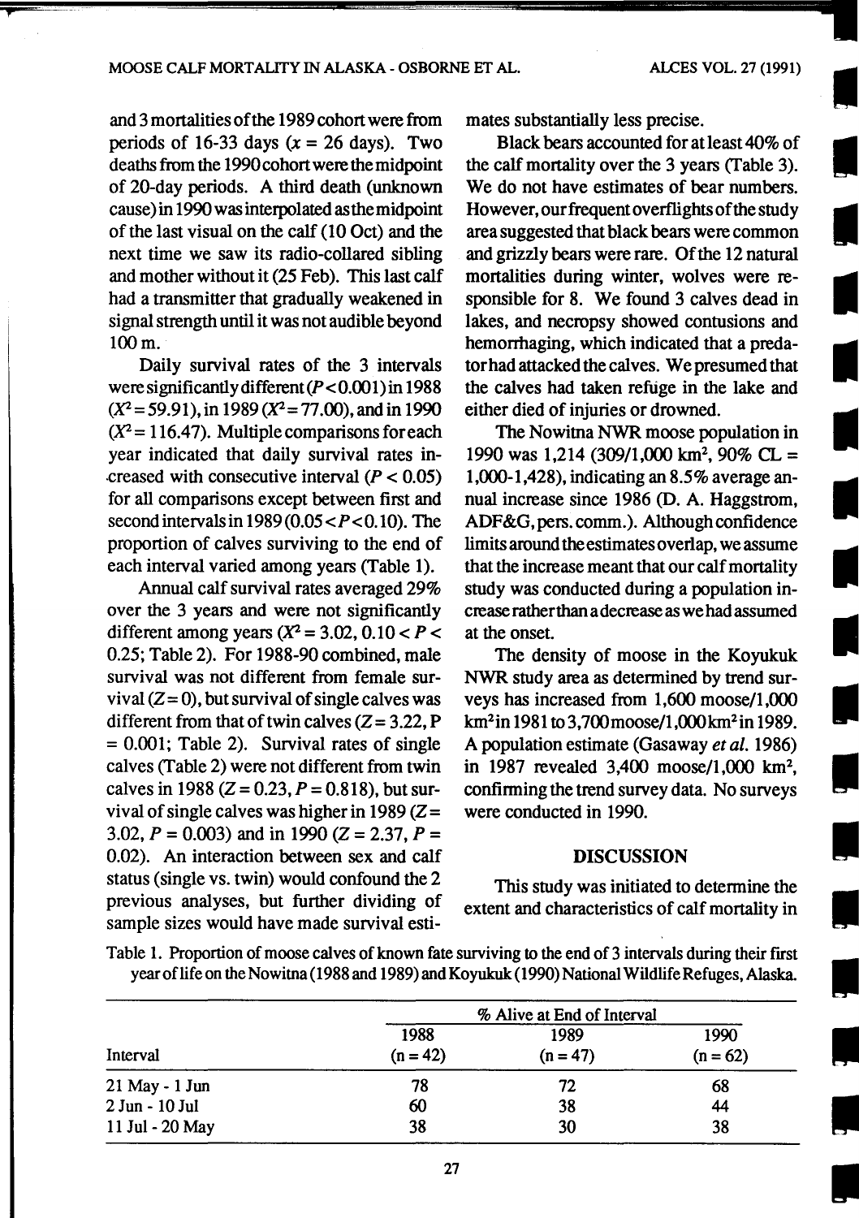and 3 mortalities of the 1989 cohort were from periods of 16-33 days ($x$ = 26 days). Two deaths from the 1990 cohort were the midpoint of 20-day periods. A third death (unknown cause) in 1990 was interpolated as the midpoint of the last visual on the calf (10 Oct) and the next time we saw its radio-collared sibling and mother without it (25 Feb). This last calf had a transmitter that gradually weakened in signal strength until it was not audible beyond 100 m.

Daily survival rates of the 3 intervals were significantly different ($P < 0.001$) in 1988 ($X^2 = 59.91$), in 1989 ($X^2 = 77.00$), and in 1990 ($X^2 = 116.47$). Multiple comparisons for each year indicated that daily survival rates increased with consecutive interval ($P < 0.05$) for all comparisons except between first and second intervals in 1989 ($0.05 < P < 0.10$). The proportion of calves surviving to the end of each interval varied among years (Table 1).

Annual calf survival rates averaged 29% over the 3 years and were not significantly different among years ($X^2 = 3.02$, $0.10 < P < 0.25$; Table 2). For 1988-90 combined, male survival was not different from female survival ($Z = 0$), but survival of single calves was different from that of twin calves ($Z = 3.22$, $P = 0.001$; Table 2). Survival rates of single calves (Table 2) were not different from twin calves in 1988 ($Z = 0.23$, $P = 0.818$), but survival of single calves was higher in 1989 ($Z = 3.02$, $P = 0.003$) and in 1990 ($Z = 2.37$, $P = 0.02$). An interaction between sex and calf status (single vs. twin) would confound the 2 previous analyses, but further dividing of sample sizes would have made survival estimates substantially less precise.

Black bears accounted for at least 40% of the calf mortality over the 3 years (Table 3). We do not have estimates of bear numbers. However, our frequent overflights of the study area suggested that black bears were common and grizzly bears were rare. Of the 12 natural mortalities during winter, wolves were responsible for 8. We found 3 calves dead in lakes, and necropsy showed contusions and hemorrhaging, which indicated that a predator had attacked the calves. We presumed that the calves had taken refuge in the lake and either died of injuries or drowned.

The Nowitna NWR moose population in 1990 was 1,214 (309/1,000 km$^2$, 90% CL = 1,000-1,428), indicating an 8.5% average annual increase since 1986 (D. A. Haggstrom, ADF&G, pers. comm.). Although confidence limits around the estimates overlap, we assume that the increase meant that our calf mortality study was conducted during a population increase rather than a decrease as we had assumed at the onset.

The density of moose in the Koyukuk NWR study area as determined by trend surveys has increased from 1,600 moose/1,000 km$^2$ in 1981 to 3,700 moose/1,000 km$^2$ in 1989. A population estimate (Gasaway *et al.* 1986) in 1987 revealed 3,400 moose/1,000 km$^2$, confirming the trend survey data. No surveys were conducted in 1990.

## DISCUSSION

This study was initiated to determine the extent and characteristics of calf mortality in

Table 1. Proportion of moose calves of known fate surviving to the end of 3 intervals during their first year of life on the Nowitna (1988 and 1989) and Koyukuk (1990) National Wildlife Refuges, Alaska.

| | % Alive at End of Interval | | |
|---|---|---|---|
| Interval | 1988 (n = 42) | 1989 (n = 47) | 1990 (n = 62) |
| 21 May - 1 Jun | 78 | 72 | 68 |
| 2 Jun - 10 Jul | 60 | 38 | 44 |
| 11 Jul - 20 May | 38 | 30 | 38 |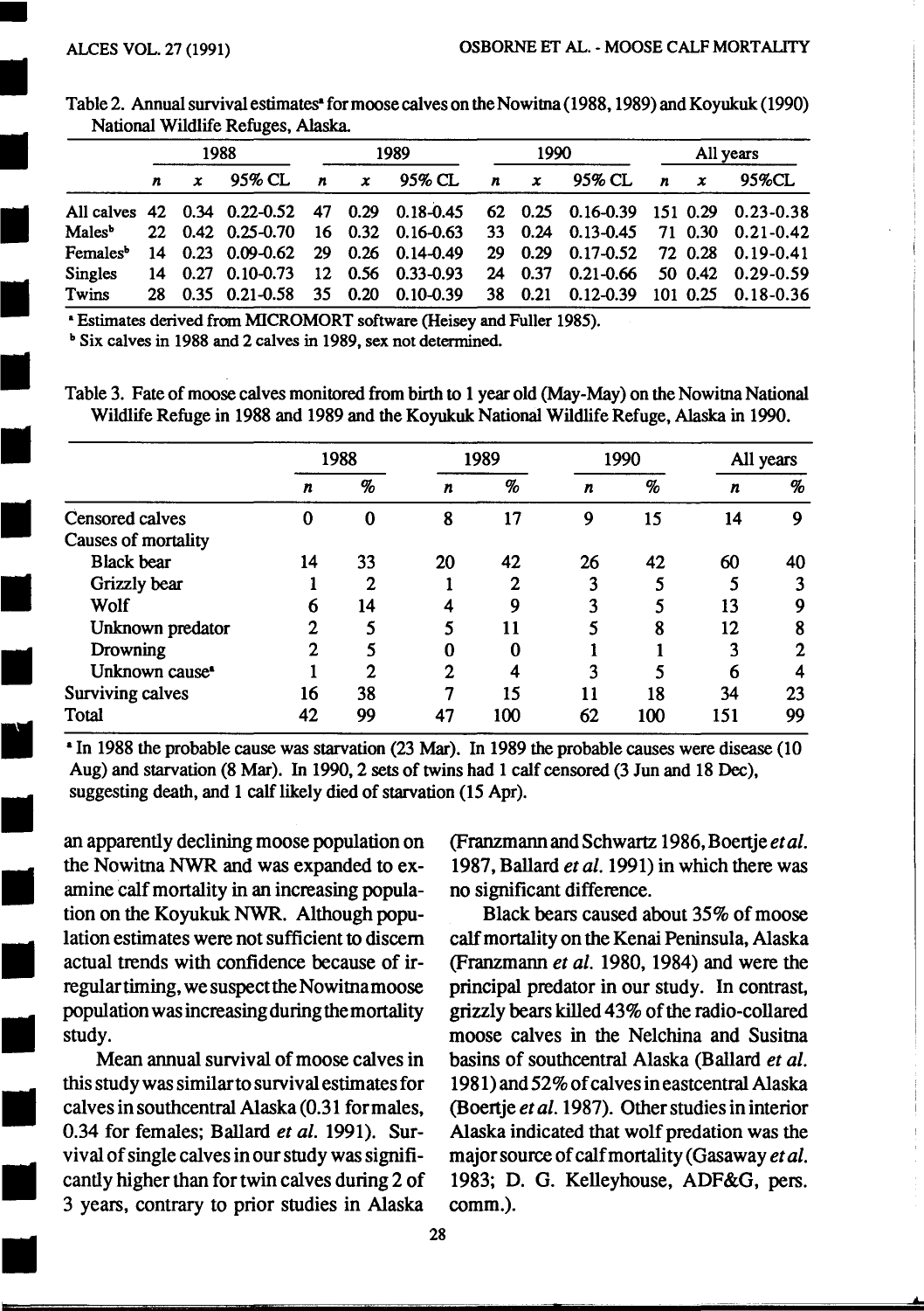Table 2. Annual survival estimates[a] for moose calves on the Nowitna (1988, 1989) and Koyukuk (1990) National Wildlife Refuges, Alaska.

| | 1988 | | | 1989 | | | 1990 | | | All years | | |
|---|---|---|---|---|---|---|---|---|---|---|---|---|
| | *n* | *x* | 95% CL | *n* | *x* | 95% CL | *n* | *x* | 95% CL | *n* | *x* | 95%CL |
| All calves | 42 | 0.34 | 0.22-0.52 | 47 | 0.29 | 0.18-0.45 | 62 | 0.25 | 0.16-0.39 | 151 | 0.29 | 0.23-0.38 |
| Males[b] | 22 | 0.42 | 0.25-0.70 | 16 | 0.32 | 0.16-0.63 | 33 | 0.24 | 0.13-0.45 | 71 | 0.30 | 0.21-0.42 |
| Females[b] | 14 | 0.23 | 0.09-0.62 | 29 | 0.26 | 0.14-0.49 | 29 | 0.29 | 0.17-0.52 | 72 | 0.28 | 0.19-0.41 |
| Singles | 14 | 0.27 | 0.10-0.73 | 12 | 0.56 | 0.33-0.93 | 24 | 0.37 | 0.21-0.66 | 50 | 0.42 | 0.29-0.59 |
| Twins | 28 | 0.35 | 0.21-0.58 | 35 | 0.20 | 0.10-0.39 | 38 | 0.21 | 0.12-0.39 | 101 | 0.25 | 0.18-0.36 |

[a] Estimates derived from MICROMORT software (Heisey and Fuller 1985).

[b] Six calves in 1988 and 2 calves in 1989, sex not determined.

Table 3. Fate of moose calves monitored from birth to 1 year old (May-May) on the Nowitna National Wildlife Refuge in 1988 and 1989 and the Koyukuk National Wildlife Refuge, Alaska in 1990.

| | 1988 | | 1989 | | 1990 | | All years | |
|---|---|---|---|---|---|---|---|---|
| | *n* | % | *n* | % | *n* | % | *n* | % |
| Censored calves | 0 | 0 | 8 | 17 | 9 | 15 | 14 | 9 |
| Causes of mortality | | | | | | | | |
| Black bear | 14 | 33 | 20 | 42 | 26 | 42 | 60 | 40 |
| Grizzly bear | 1 | 2 | 1 | 2 | 3 | 5 | 5 | 3 |
| Wolf | 6 | 14 | 4 | 9 | 3 | 5 | 13 | 9 |
| Unknown predator | 2 | 5 | 5 | 11 | 5 | 8 | 12 | 8 |
| Drowning | 2 | 5 | 0 | 0 | 1 | 1 | 3 | 2 |
| Unknown cause[a] | 1 | 2 | 2 | 4 | 3 | 5 | 6 | 4 |
| Surviving calves | 16 | 38 | 7 | 15 | 11 | 18 | 34 | 23 |
| Total | 42 | 99 | 47 | 100 | 62 | 100 | 151 | 99 |

[a] In 1988 the probable cause was starvation (23 Mar). In 1989 the probable causes were disease (10 Aug) and starvation (8 Mar). In 1990, 2 sets of twins had 1 calf censored (3 Jun and 18 Dec), suggesting death, and 1 calf likely died of starvation (15 Apr).

an apparently declining moose population on the Nowitna NWR and was expanded to examine calf mortality in an increasing population on the Koyukuk NWR. Although population estimates were not sufficient to discern actual trends with confidence because of irregular timing, we suspect the Nowitna moose population was increasing during the mortality study.

Mean annual survival of moose calves in this study was similar to survival estimates for calves in southcentral Alaska (0.31 for males, 0.34 for females; Ballard *et al.* 1991). Survival of single calves in our study was significantly higher than for twin calves during 2 of 3 years, contrary to prior studies in Alaska (Franzmann and Schwartz 1986, Boertje *et al.* 1987, Ballard *et al.* 1991) in which there was no significant difference.

Black bears caused about 35% of moose calf mortality on the Kenai Peninsula, Alaska (Franzmann *et al.* 1980, 1984) and were the principal predator in our study. In contrast, grizzly bears killed 43% of the radio-collared moose calves in the Nelchina and Susitna basins of southcentral Alaska (Ballard *et al.* 1981) and 52% of calves in eastcentral Alaska (Boertje *et al.* 1987). Other studies in interior Alaska indicated that wolf predation was the major source of calf mortality (Gasaway *et al.* 1983; D. G. Kelleyhouse, ADF&G, pers. comm.).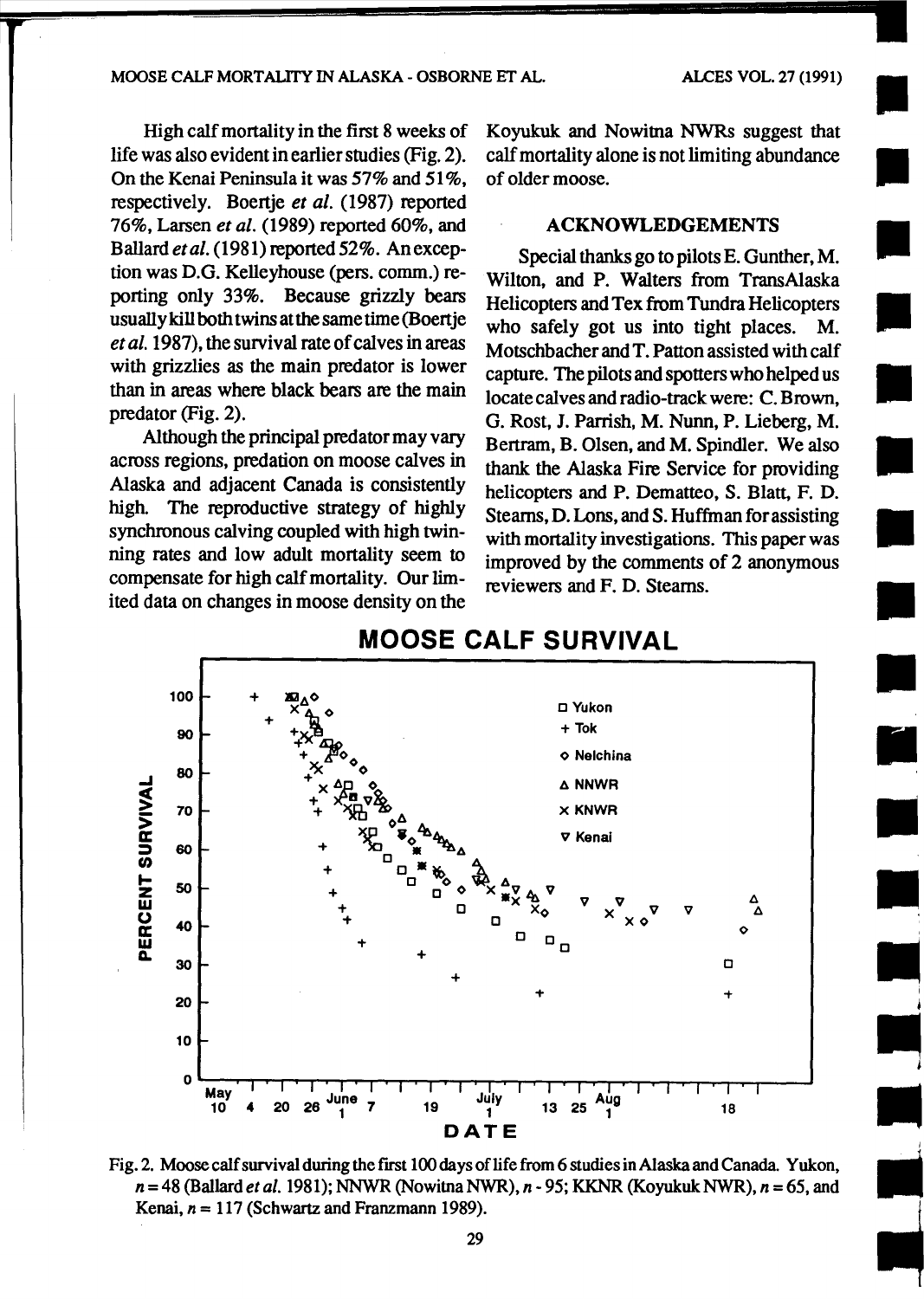High calf mortality in the first 8 weeks of life was also evident in earlier studies (Fig. 2). On the Kenai Peninsula it was 57% and 51%, respectively. Boertje *et al.* (1987) reported 76%, Larsen *et al.* (1989) reported 60%, and Ballard *et al.* (1981) reported 52%. An exception was D.G. Kelleyhouse (pers. comm.) reporting only 33%. Because grizzly bears usually kill both twins at the same time (Boertje *et al.* 1987), the survival rate of calves in areas with grizzlies as the main predator is lower than in areas where black bears are the main predator (Fig. 2).

Although the principal predator may vary across regions, predation on moose calves in Alaska and adjacent Canada is consistently high. The reproductive strategy of highly synchronous calving coupled with high twinning rates and low adult mortality seem to compensate for high calf mortality. Our limited data on changes in moose density on the Koyukuk and Nowitna NWRs suggest that calf mortality alone is not limiting abundance of older moose.

## ACKNOWLEDGEMENTS

Special thanks go to pilots E. Gunther, M. Wilton, and P. Walters from TransAlaska Helicopters and Tex from Tundra Helicopters who safely got us into tight places. M. Motschbacher and T. Patton assisted with calf capture. The pilots and spotters who helped us locate calves and radio-track were: C. Brown, G. Rost, J. Parrish, M. Nunn, P. Lieberg, M. Bertram, B. Olsen, and M. Spindler. We also thank the Alaska Fire Service for providing helicopters and P. Dematteo, S. Blatt, F. D. Stearns, D. Lons, and S. Huffman for assisting with mortality investigations. This paper was improved by the comments of 2 anonymous reviewers and F. D. Stearns.

Fig. 2. Moose calf survival during the first 100 days of life from 6 studies in Alaska and Canada. Yukon, $n = 48$ (Ballard *et al.* 1981); NNWR (Nowitna NWR), $n$ - 95; KKNR (Koyukuk NWR), $n = 65$, and Kenai, $n = 117$ (Schwartz and Franzmann 1989).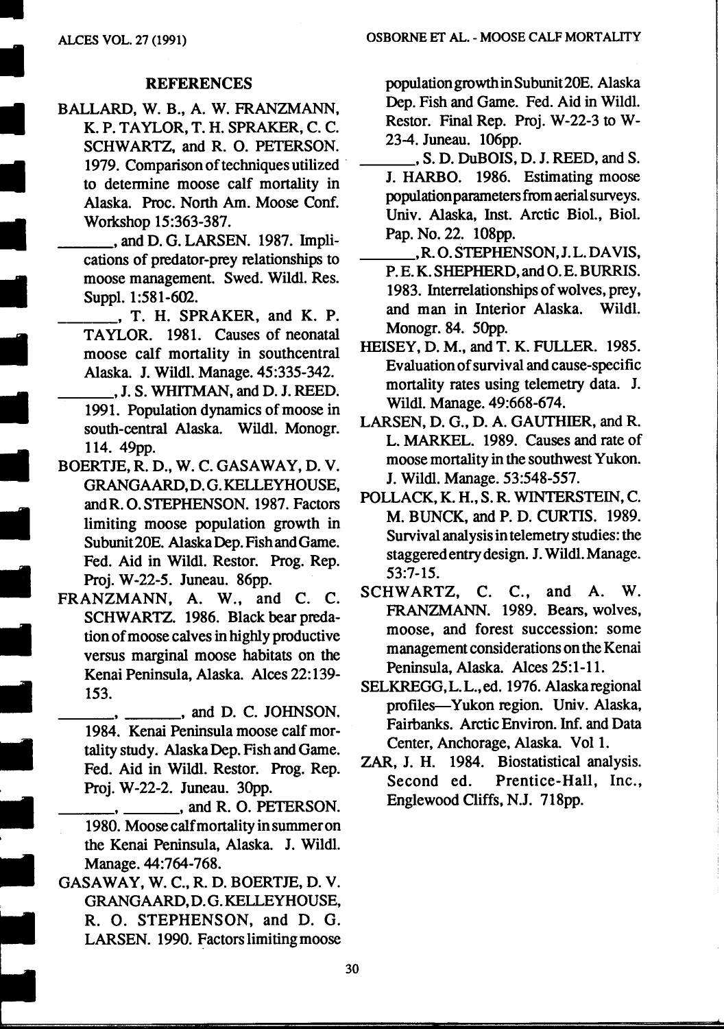## REFERENCES

BALLARD, W. B., A. W. FRANZMANN, K. P. TAYLOR, T. H. SPRAKER, C. C. SCHWARTZ, and R. O. PETERSON. 1979. Comparison of techniques utilized to determine moose calf mortality in Alaska. Proc. North Am. Moose Conf. Workshop 15:363-387.

_______, and D. G. LARSEN. 1987. Implications of predator-prey relationships to moose management. Swed. Wildl. Res. Suppl. 1:581-602.

_______, T. H. SPRAKER, and K. P. TAYLOR. 1981. Causes of neonatal moose calf mortality in southcentral Alaska. J. Wildl. Manage. 45:335-342.

_______, J. S. WHITMAN, and D. J. REED. 1991. Population dynamics of moose in south-central Alaska. Wildl. Monogr. 114. 49pp.

BOERTJE, R. D., W. C. GASAWAY, D. V. GRANGAARD, D. G. KELLEYHOUSE, and R. O. STEPHENSON. 1987. Factors limiting moose population growth in Subunit 20E. Alaska Dep. Fish and Game. Fed. Aid in Wildl. Restor. Prog. Rep. Proj. W-22-5. Juneau. 86pp.

FRANZMANN, A. W., and C. C. SCHWARTZ. 1986. Black bear predation of moose calves in highly productive versus marginal moose habitats on the Kenai Peninsula, Alaska. Alces 22:139-153.

_______, _______, and D. C. JOHNSON. 1984. Kenai Peninsula moose calf mortality study. Alaska Dep. Fish and Game. Fed. Aid in Wildl. Restor. Prog. Rep. Proj. W-22-2. Juneau. 30pp.

_______, _______, and R. O. PETERSON. 1980. Moose calf mortality in summer on the Kenai Peninsula, Alaska. J. Wildl. Manage. 44:764-768.

GASAWAY, W. C., R. D. BOERTJE, D. V. GRANGAARD, D. G. KELLEYHOUSE, R. O. STEPHENSON, and D. G. LARSEN. 1990. Factors limiting moose population growth in Subunit 20E. Alaska Dep. Fish and Game. Fed. Aid in Wildl. Restor. Final Rep. Proj. W-22-3 to W-23-4. Juneau. 106pp.

_______, S. D. DuBOIS, D. J. REED, and S. J. HARBO. 1986. Estimating moose population parameters from aerial surveys. Univ. Alaska, Inst. Arctic Biol., Biol. Pap. No. 22. 108pp.

_______, R. O. STEPHENSON, J. L. DAVIS, P. E. K. SHEPHERD, and O. E. BURRIS. 1983. Interrelationships of wolves, prey, and man in Interior Alaska. Wildl. Monogr. 84. 50pp.

HEISEY, D. M., and T. K. FULLER. 1985. Evaluation of survival and cause-specific mortality rates using telemetry data. J. Wildl. Manage. 49:668-674.

LARSEN, D. G., D. A. GAUTHIER, and R. L. MARKEL. 1989. Causes and rate of moose mortality in the southwest Yukon. J. Wildl. Manage. 53:548-557.

POLLACK, K. H., S. R. WINTERSTEIN, C. M. BUNCK, and P. D. CURTIS. 1989. Survival analysis in telemetry studies: the staggered entry design. J. Wildl. Manage. 53:7-15.

SCHWARTZ, C. C., and A. W. FRANZMANN. 1989. Bears, wolves, moose, and forest succession: some management considerations on the Kenai Peninsula, Alaska. Alces 25:1-11.

SELKREGG, L. L., ed. 1976. Alaska regional profiles—Yukon region. Univ. Alaska, Fairbanks. Arctic Environ. Inf. and Data Center, Anchorage, Alaska. Vol 1.

ZAR, J. H. 1984. Biostatistical analysis. Second ed. Prentice-Hall, Inc., Englewood Cliffs, N.J. 718pp.